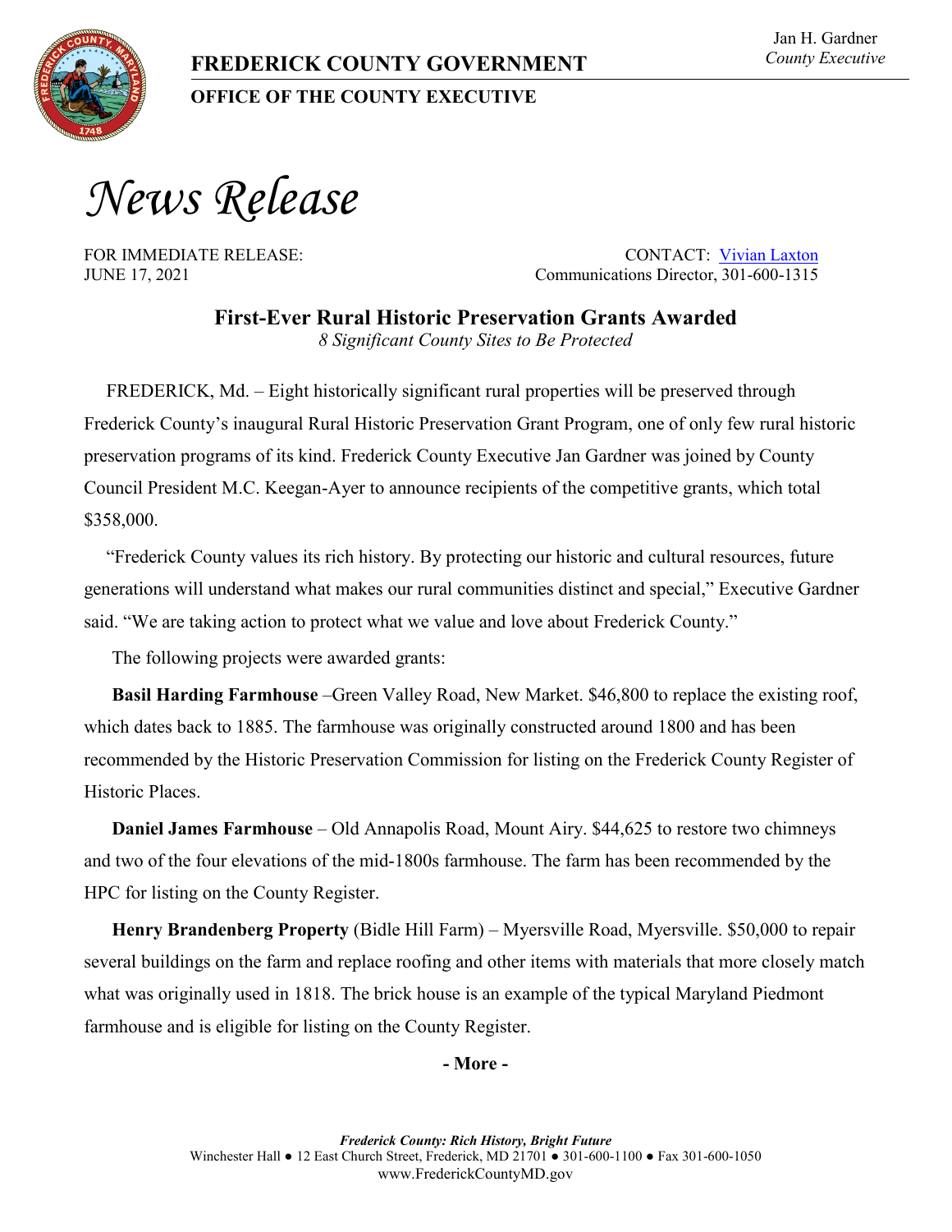**FREDERICK COUNTY GOVERNMENT**

**OFFICE OF THE COUNTY EXECUTIVE**

Jan H. Gardner
*County Executive*

# *News Release*

FOR IMMEDIATE RELEASE:
JUNE 17, 2021

CONTACT: Vivian Laxton
Communications Director, 301-600-1315

## First-Ever Rural Historic Preservation Grants Awarded

*8 Significant County Sites to Be Protected*

FREDERICK, Md. – Eight historically significant rural properties will be preserved through Frederick County's inaugural Rural Historic Preservation Grant Program, one of only few rural historic preservation programs of its kind. Frederick County Executive Jan Gardner was joined by County Council President M.C. Keegan-Ayer to announce recipients of the competitive grants, which total $358,000.

"Frederick County values its rich history. By protecting our historic and cultural resources, future generations will understand what makes our rural communities distinct and special," Executive Gardner said. "We are taking action to protect what we value and love about Frederick County."

The following projects were awarded grants:

**Basil Harding Farmhouse** –Green Valley Road, New Market. $46,800 to replace the existing roof, which dates back to 1885. The farmhouse was originally constructed around 1800 and has been recommended by the Historic Preservation Commission for listing on the Frederick County Register of Historic Places.

**Daniel James Farmhouse** – Old Annapolis Road, Mount Airy. $44,625 to restore two chimneys and two of the four elevations of the mid-1800s farmhouse. The farm has been recommended by the HPC for listing on the County Register.

**Henry Brandenberg Property** (Bidle Hill Farm) – Myersville Road, Myersville. $50,000 to repair several buildings on the farm and replace roofing and other items with materials that more closely match what was originally used in 1818. The brick house is an example of the typical Maryland Piedmont farmhouse and is eligible for listing on the County Register.

**- More -**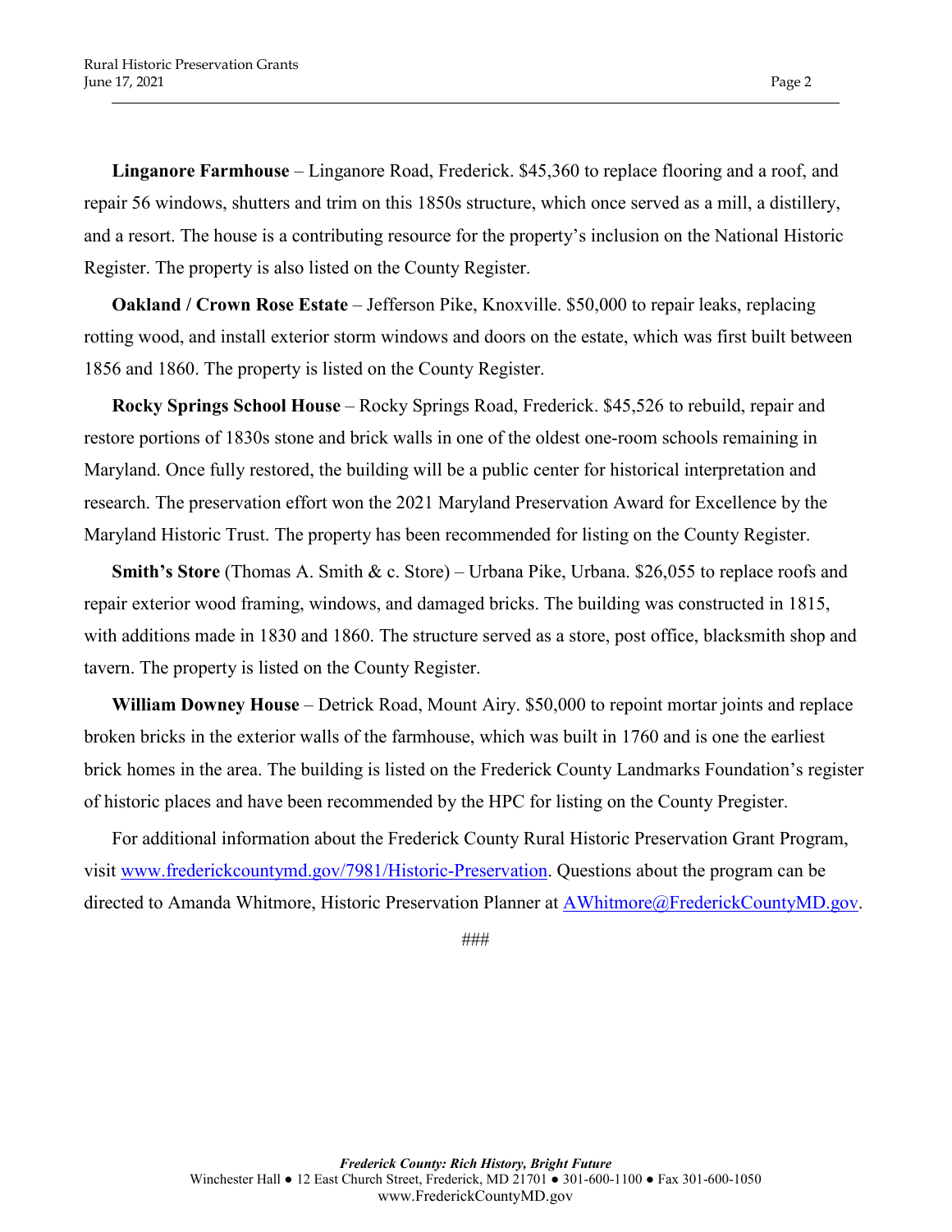**Linganore Farmhouse** – Linganore Road, Frederick. $45,360 to replace flooring and a roof, and repair 56 windows, shutters and trim on this 1850s structure, which once served as a mill, a distillery, and a resort. The house is a contributing resource for the property's inclusion on the National Historic Register. The property is also listed on the County Register.

**Oakland / Crown Rose Estate** – Jefferson Pike, Knoxville. $50,000 to repair leaks, replacing rotting wood, and install exterior storm windows and doors on the estate, which was first built between 1856 and 1860. The property is listed on the County Register.

**Rocky Springs School House** – Rocky Springs Road, Frederick. $45,526 to rebuild, repair and restore portions of 1830s stone and brick walls in one of the oldest one-room schools remaining in Maryland. Once fully restored, the building will be a public center for historical interpretation and research. The preservation effort won the 2021 Maryland Preservation Award for Excellence by the Maryland Historic Trust. The property has been recommended for listing on the County Register.

**Smith's Store** (Thomas A. Smith & c. Store) – Urbana Pike, Urbana. $26,055 to replace roofs and repair exterior wood framing, windows, and damaged bricks. The building was constructed in 1815, with additions made in 1830 and 1860. The structure served as a store, post office, blacksmith shop and tavern. The property is listed on the County Register.

**William Downey House** – Detrick Road, Mount Airy. $50,000 to repoint mortar joints and replace broken bricks in the exterior walls of the farmhouse, which was built in 1760 and is one the earliest brick homes in the area. The building is listed on the Frederick County Landmarks Foundation's register of historic places and have been recommended by the HPC for listing on the County Pregister.

For additional information about the Frederick County Rural Historic Preservation Grant Program, visit www.frederickcountymd.gov/7981/Historic-Preservation. Questions about the program can be directed to Amanda Whitmore, Historic Preservation Planner at AWhitmore@FrederickCountyMD.gov.

###

*Frederick County: Rich History, Bright Future*
Winchester Hall ● 12 East Church Street, Frederick, MD 21701 ● 301-600-1100 ● Fax 301-600-1050
www.FrederickCountyMD.gov